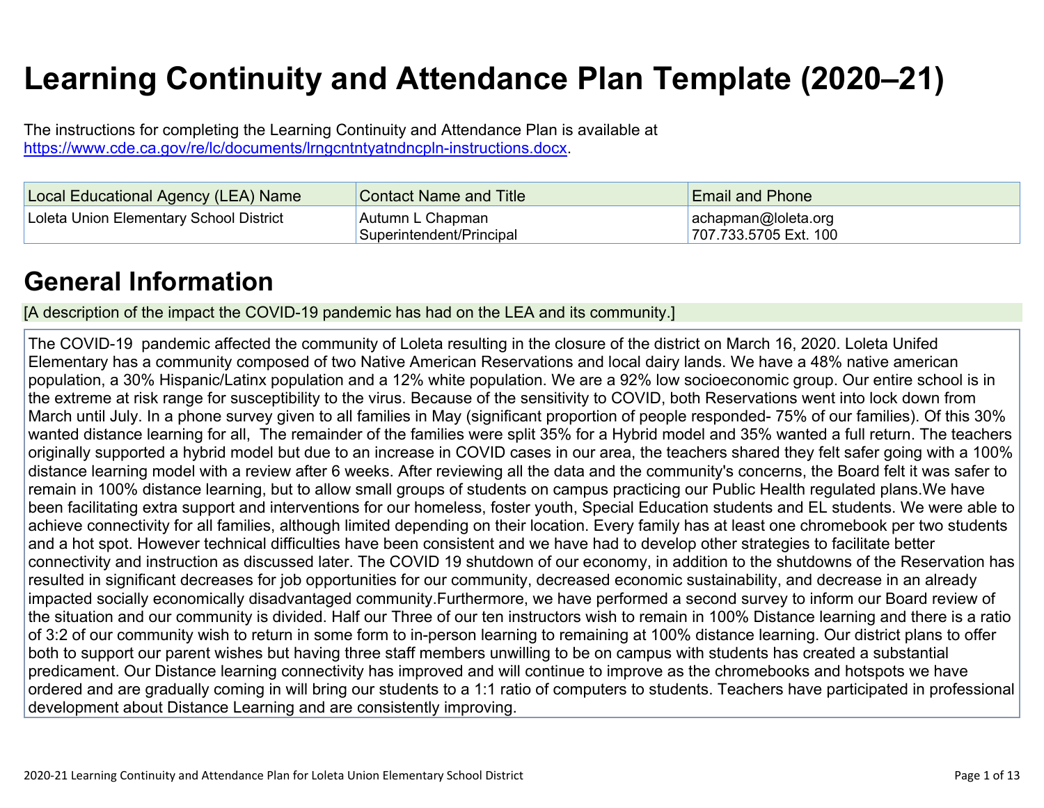# Learning Continuity and Attendance Plan Template (2020–21)

The instructions for completing the Learning Continuity and Attendance Plan is available at https://www.cde.ca.gov/re/lc/documents/lrngcntntyatndncpln-instructions.docx.

| Local Educational Agency (LEA) Name | Contact Name and Title | Email and Phone |
| --- | --- | --- |
| Loleta Union Elementary School District | Autumn L Chapman<br>Superintendent/Principal | achapman@loleta.org<br>707.733.5705 Ext. 100 |

## General Information

[A description of the impact the COVID-19 pandemic has had on the LEA and its community.]

The COVID-19 pandemic affected the community of Loleta resulting in the closure of the district on March 16, 2020. Loleta Unifed Elementary has a community composed of two Native American Reservations and local dairy lands. We have a 48% native american population, a 30% Hispanic/Latinx population and a 12% white population. We are a 92% low socioeconomic group. Our entire school is in the extreme at risk range for susceptibility to the virus. Because of the sensitivity to COVID, both Reservations went into lock down from March until July. In a phone survey given to all families in May (significant proportion of people responded- 75% of our families). Of this 30% wanted distance learning for all, The remainder of the families were split 35% for a Hybrid model and 35% wanted a full return. The teachers originally supported a hybrid model but due to an increase in COVID cases in our area, the teachers shared they felt safer going with a 100% distance learning model with a review after 6 weeks. After reviewing all the data and the community's concerns, the Board felt it was safer to remain in 100% distance learning, but to allow small groups of students on campus practicing our Public Health regulated plans.We have been facilitating extra support and interventions for our homeless, foster youth, Special Education students and EL students. We were able to achieve connectivity for all families, although limited depending on their location. Every family has at least one chromebook per two students and a hot spot. However technical difficulties have been consistent and we have had to develop other strategies to facilitate better connectivity and instruction as discussed later. The COVID 19 shutdown of our economy, in addition to the shutdowns of the Reservation has resulted in significant decreases for job opportunities for our community, decreased economic sustainability, and decrease in an already impacted socially economically disadvantaged community.Furthermore, we have performed a second survey to inform our Board review of the situation and our community is divided. Half our Three of our ten instructors wish to remain in 100% Distance learning and there is a ratio of 3:2 of our community wish to return in some form to in-person learning to remaining at 100% distance learning. Our district plans to offer both to support our parent wishes but having three staff members unwilling to be on campus with students has created a substantial predicament. Our Distance learning connectivity has improved and will continue to improve as the chromebooks and hotspots we have ordered and are gradually coming in will bring our students to a 1:1 ratio of computers to students. Teachers have participated in professional development about Distance Learning and are consistently improving.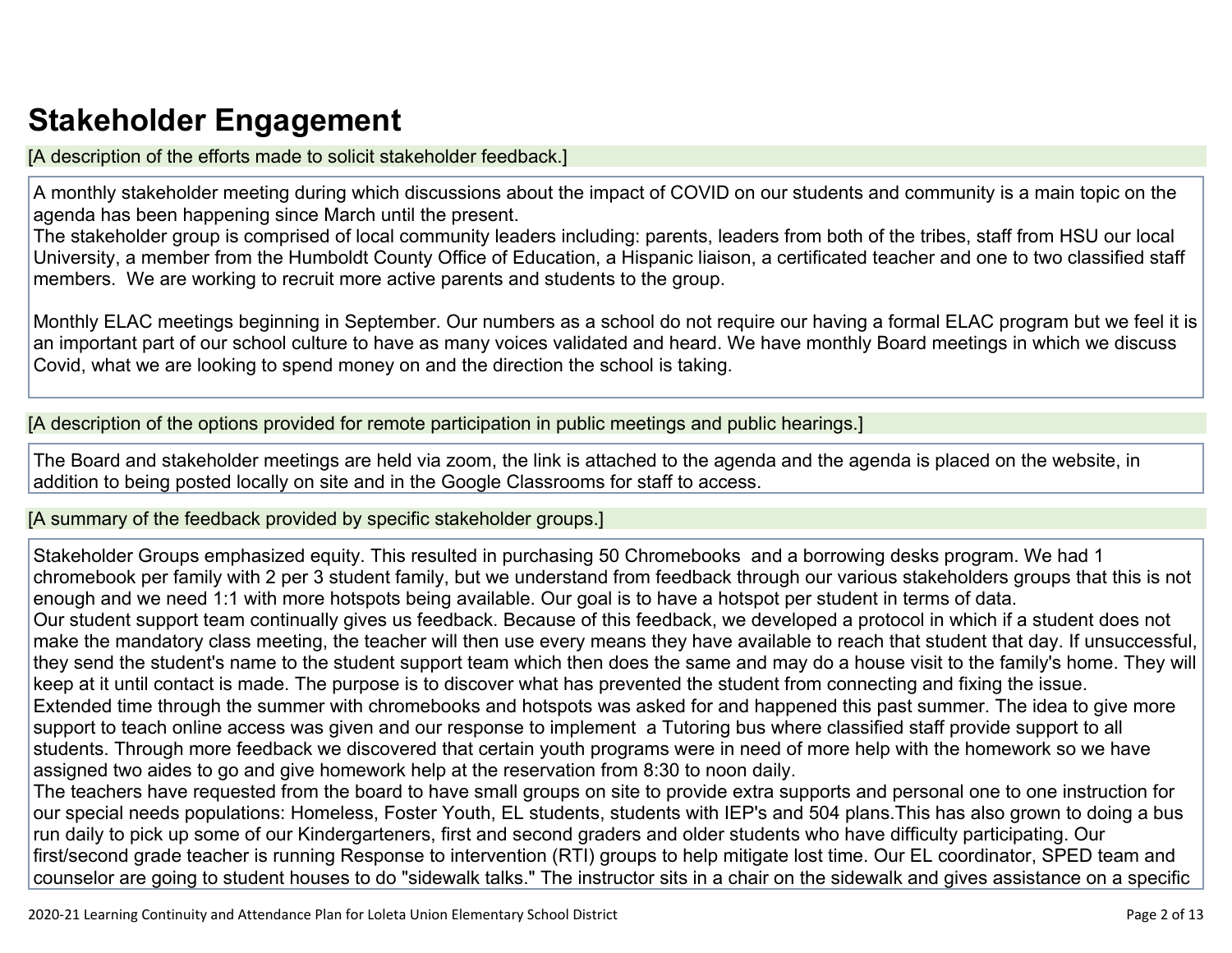# Stakeholder Engagement

[A description of the efforts made to solicit stakeholder feedback.]

A monthly stakeholder meeting during which discussions about the impact of COVID on our students and community is a main topic on the agenda has been happening since March until the present.
The stakeholder group is comprised of local community leaders including: parents, leaders from both of the tribes, staff from HSU our local University, a member from the Humboldt County Office of Education, a Hispanic liaison, a certificated teacher and one to two classified staff members. We are working to recruit more active parents and students to the group.

Monthly ELAC meetings beginning in September. Our numbers as a school do not require our having a formal ELAC program but we feel it is an important part of our school culture to have as many voices validated and heard. We have monthly Board meetings in which we discuss Covid, what we are looking to spend money on and the direction the school is taking.

[A description of the options provided for remote participation in public meetings and public hearings.]

The Board and stakeholder meetings are held via zoom, the link is attached to the agenda and the agenda is placed on the website, in addition to being posted locally on site and in the Google Classrooms for staff to access.

[A summary of the feedback provided by specific stakeholder groups.]

Stakeholder Groups emphasized equity. This resulted in purchasing 50 Chromebooks and a borrowing desks program. We had 1 chromebook per family with 2 per 3 student family, but we understand from feedback through our various stakeholders groups that this is not enough and we need 1:1 with more hotspots being available. Our goal is to have a hotspot per student in terms of data.
Our student support team continually gives us feedback. Because of this feedback, we developed a protocol in which if a student does not make the mandatory class meeting, the teacher will then use every means they have available to reach that student that day. If unsuccessful, they send the student's name to the student support team which then does the same and may do a house visit to the family's home. They will keep at it until contact is made. The purpose is to discover what has prevented the student from connecting and fixing the issue.
Extended time through the summer with chromebooks and hotspots was asked for and happened this past summer. The idea to give more support to teach online access was given and our response to implement a Tutoring bus where classified staff provide support to all students. Through more feedback we discovered that certain youth programs were in need of more help with the homework so we have assigned two aides to go and give homework help at the reservation from 8:30 to noon daily.
The teachers have requested from the board to have small groups on site to provide extra supports and personal one to one instruction for our special needs populations: Homeless, Foster Youth, EL students, students with IEP's and 504 plans.This has also grown to doing a bus run daily to pick up some of our Kindergarteners, first and second graders and older students who have difficulty participating. Our first/second grade teacher is running Response to intervention (RTI) groups to help mitigate lost time. Our EL coordinator, SPED team and counselor are going to student houses to do "sidewalk talks." The instructor sits in a chair on the sidewalk and gives assistance on a specific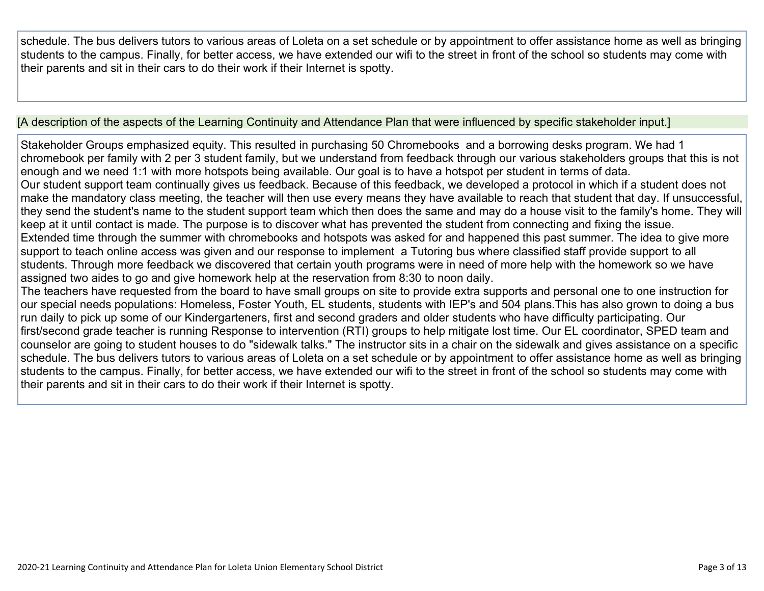schedule. The bus delivers tutors to various areas of Loleta on a set schedule or by appointment to offer assistance home as well as bringing students to the campus. Finally, for better access, we have extended our wifi to the street in front of the school so students may come with their parents and sit in their cars to do their work if their Internet is spotty.

[A description of the aspects of the Learning Continuity and Attendance Plan that were influenced by specific stakeholder input.]

Stakeholder Groups emphasized equity. This resulted in purchasing 50 Chromebooks and a borrowing desks program. We had 1 chromebook per family with 2 per 3 student family, but we understand from feedback through our various stakeholders groups that this is not enough and we need 1:1 with more hotspots being available. Our goal is to have a hotspot per student in terms of data.
Our student support team continually gives us feedback. Because of this feedback, we developed a protocol in which if a student does not make the mandatory class meeting, the teacher will then use every means they have available to reach that student that day. If unsuccessful, they send the student's name to the student support team which then does the same and may do a house visit to the family's home. They will keep at it until contact is made. The purpose is to discover what has prevented the student from connecting and fixing the issue.
Extended time through the summer with chromebooks and hotspots was asked for and happened this past summer. The idea to give more support to teach online access was given and our response to implement a Tutoring bus where classified staff provide support to all students. Through more feedback we discovered that certain youth programs were in need of more help with the homework so we have assigned two aides to go and give homework help at the reservation from 8:30 to noon daily.
The teachers have requested from the board to have small groups on site to provide extra supports and personal one to one instruction for our special needs populations: Homeless, Foster Youth, EL students, students with IEP's and 504 plans.This has also grown to doing a bus run daily to pick up some of our Kindergarteners, first and second graders and older students who have difficulty participating. Our first/second grade teacher is running Response to intervention (RTI) groups to help mitigate lost time. Our EL coordinator, SPED team and counselor are going to student houses to do "sidewalk talks." The instructor sits in a chair on the sidewalk and gives assistance on a specific schedule. The bus delivers tutors to various areas of Loleta on a set schedule or by appointment to offer assistance home as well as bringing students to the campus. Finally, for better access, we have extended our wifi to the street in front of the school so students may come with their parents and sit in their cars to do their work if their Internet is spotty.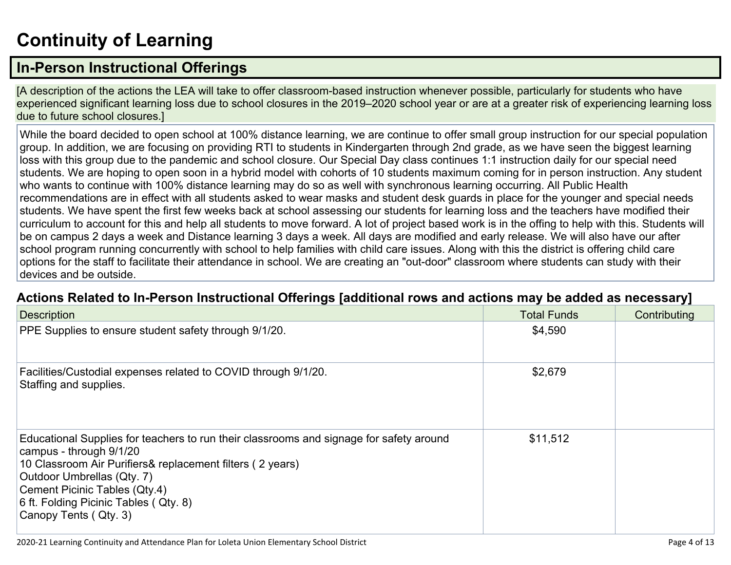# Continuity of Learning

## In-Person Instructional Offerings

[A description of the actions the LEA will take to offer classroom-based instruction whenever possible, particularly for students who have experienced significant learning loss due to school closures in the 2019–2020 school year or are at a greater risk of experiencing learning loss due to future school closures.]

While the board decided to open school at 100% distance learning, we are continue to offer small group instruction for our special population group. In addition, we are focusing on providing RTI to students in Kindergarten through 2nd grade, as we have seen the biggest learning loss with this group due to the pandemic and school closure. Our Special Day class continues 1:1 instruction daily for our special need students. We are hoping to open soon in a hybrid model with cohorts of 10 students maximum coming for in person instruction. Any student who wants to continue with 100% distance learning may do so as well with synchronous learning occurring. All Public Health recommendations are in effect with all students asked to wear masks and student desk guards in place for the younger and special needs students. We have spent the first few weeks back at school assessing our students for learning loss and the teachers have modified their curriculum to account for this and help all students to move forward. A lot of project based work is in the offing to help with this. Students will be on campus 2 days a week and Distance learning 3 days a week. All days are modified and early release. We will also have our after school program running concurrently with school to help families with child care issues. Along with this the district is offering child care options for the staff to facilitate their attendance in school. We are creating an "out-door" classroom where students can study with their devices and be outside.

### Actions Related to In-Person Instructional Offerings [additional rows and actions may be added as necessary]

| Description | Total Funds | Contributing |
|---|---|---|
| PPE Supplies to ensure student safety through 9/1/20. | $4,590 | |
| Facilities/Custodial expenses related to COVID through 9/1/20.<br>Staffing and supplies. | $2,679 | |
| Educational Supplies for teachers to run their classrooms and signage for safety around campus - through 9/1/20<br>10 Classroom Air Purifiers& replacement filters ( 2 years)<br>Outdoor Umbrellas (Qty. 7)<br>Cement Picinic Tables (Qty.4)<br>6 ft. Folding Picinic Tables ( Qty. 8)<br>Canopy Tents ( Qty. 3) | $11,512 | |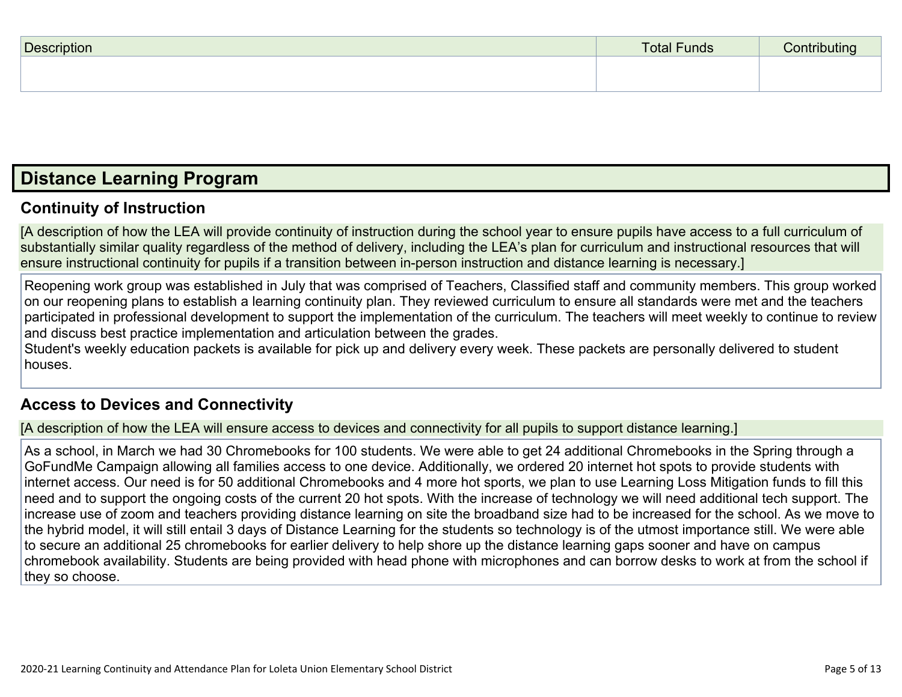| Description | Total Funds | Contributing |
| --- | --- | --- |
| | | |

# Distance Learning Program

## Continuity of Instruction

[A description of how the LEA will provide continuity of instruction during the school year to ensure pupils have access to a full curriculum of substantially similar quality regardless of the method of delivery, including the LEA's plan for curriculum and instructional resources that will ensure instructional continuity for pupils if a transition between in-person instruction and distance learning is necessary.]

Reopening work group was established in July that was comprised of Teachers, Classified staff and community members. This group worked on our reopening plans to establish a learning continuity plan. They reviewed curriculum to ensure all standards were met and the teachers participated in professional development to support the implementation of the curriculum. The teachers will meet weekly to continue to review and discuss best practice implementation and articulation between the grades.
Student's weekly education packets is available for pick up and delivery every week. These packets are personally delivered to student houses.

## Access to Devices and Connectivity

[A description of how the LEA will ensure access to devices and connectivity for all pupils to support distance learning.]

As a school, in March we had 30 Chromebooks for 100 students. We were able to get 24 additional Chromebooks in the Spring through a GoFundMe Campaign allowing all families access to one device. Additionally, we ordered 20 internet hot spots to provide students with internet access. Our need is for 50 additional Chromebooks and 4 more hot sports, we plan to use Learning Loss Mitigation funds to fill this need and to support the ongoing costs of the current 20 hot spots. With the increase of technology we will need additional tech support. The increase use of zoom and teachers providing distance learning on site the broadband size had to be increased for the school. As we move to the hybrid model, it will still entail 3 days of Distance Learning for the students so technology is of the utmost importance still. We were able to secure an additional 25 chromebooks for earlier delivery to help shore up the distance learning gaps sooner and have on campus chromebook availability. Students are being provided with head phone with microphones and can borrow desks to work at from the school if they so choose.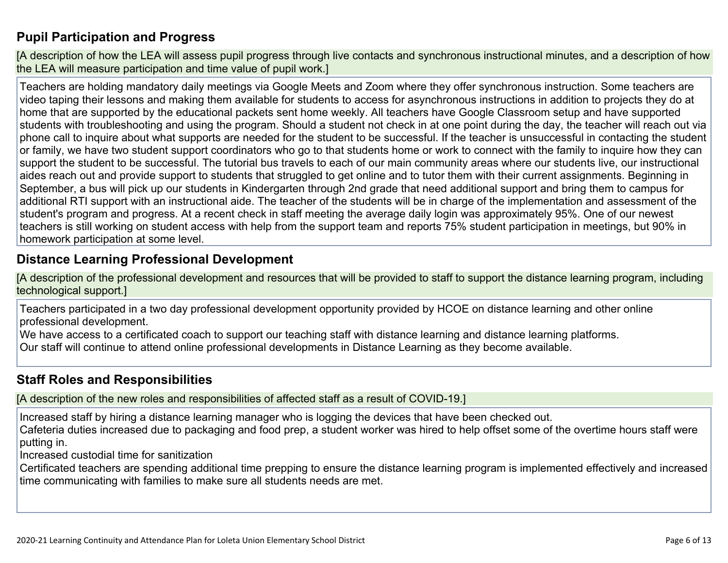## Pupil Participation and Progress

[A description of how the LEA will assess pupil progress through live contacts and synchronous instructional minutes, and a description of how the LEA will measure participation and time value of pupil work.]

Teachers are holding mandatory daily meetings via Google Meets and Zoom where they offer synchronous instruction. Some teachers are video taping their lessons and making them available for students to access for asynchronous instructions in addition to projects they do at home that are supported by the educational packets sent home weekly. All teachers have Google Classroom setup and have supported students with troubleshooting and using the program. Should a student not check in at one point during the day, the teacher will reach out via phone call to inquire about what supports are needed for the student to be successful. If the teacher is unsuccessful in contacting the student or family, we have two student support coordinators who go to that students home or work to connect with the family to inquire how they can support the student to be successful. The tutorial bus travels to each of our main community areas where our students live, our instructional aides reach out and provide support to students that struggled to get online and to tutor them with their current assignments. Beginning in September, a bus will pick up our students in Kindergarten through 2nd grade that need additional support and bring them to campus for additional RTI support with an instructional aide. The teacher of the students will be in charge of the implementation and assessment of the student's program and progress. At a recent check in staff meeting the average daily login was approximately 95%. One of our newest teachers is still working on student access with help from the support team and reports 75% student participation in meetings, but 90% in homework participation at some level.

## Distance Learning Professional Development

[A description of the professional development and resources that will be provided to staff to support the distance learning program, including technological support.]

Teachers participated in a two day professional development opportunity provided by HCOE on distance learning and other online professional development.
We have access to a certificated coach to support our teaching staff with distance learning and distance learning platforms.
Our staff will continue to attend online professional developments in Distance Learning as they become available.

## Staff Roles and Responsibilities

[A description of the new roles and responsibilities of affected staff as a result of COVID-19.]

Increased staff by hiring a distance learning manager who is logging the devices that have been checked out.
Cafeteria duties increased due to packaging and food prep, a student worker was hired to help offset some of the overtime hours staff were putting in.
Increased custodial time for sanitization
Certificated teachers are spending additional time prepping to ensure the distance learning program is implemented effectively and increased time communicating with families to make sure all students needs are met.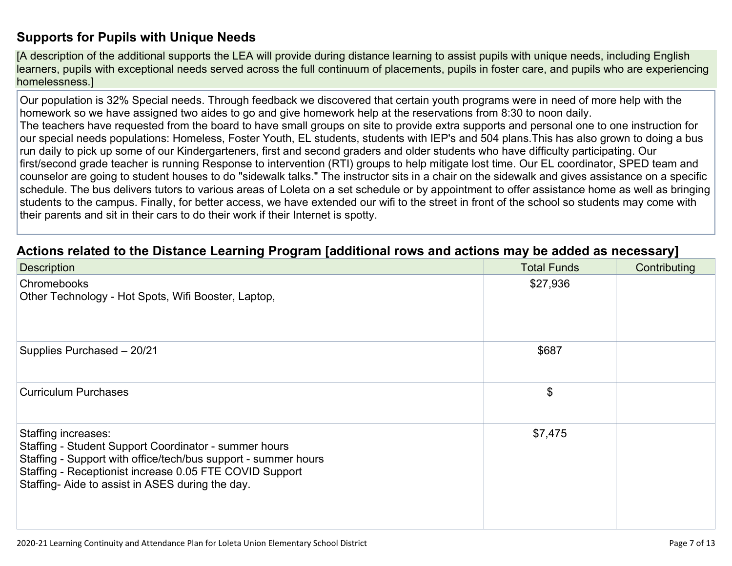## Supports for Pupils with Unique Needs

[A description of the additional supports the LEA will provide during distance learning to assist pupils with unique needs, including English learners, pupils with exceptional needs served across the full continuum of placements, pupils in foster care, and pupils who are experiencing homelessness.]

Our population is 32% Special needs. Through feedback we discovered that certain youth programs were in need of more help with the homework so we have assigned two aides to go and give homework help at the reservations from 8:30 to noon daily.
The teachers have requested from the board to have small groups on site to provide extra supports and personal one to one instruction for our special needs populations: Homeless, Foster Youth, EL students, students with IEP's and 504 plans.This has also grown to doing a bus run daily to pick up some of our Kindergarteners, first and second graders and older students who have difficulty participating. Our first/second grade teacher is running Response to intervention (RTI) groups to help mitigate lost time. Our EL coordinator, SPED team and counselor are going to student houses to do "sidewalk talks." The instructor sits in a chair on the sidewalk and gives assistance on a specific schedule. The bus delivers tutors to various areas of Loleta on a set schedule or by appointment to offer assistance home as well as bringing students to the campus. Finally, for better access, we have extended our wifi to the street in front of the school so students may come with their parents and sit in their cars to do their work if their Internet is spotty.

## Actions related to the Distance Learning Program [additional rows and actions may be added as necessary]

| Description | Total Funds | Contributing |
|---|---|---|
| Chromebooks<br>Other Technology - Hot Spots, Wifi Booster, Laptop, | $27,936 | |
| Supplies Purchased – 20/21 | $687 | |
| Curriculum Purchases | $ | |
| Staffing increases:<br>Staffing - Student Support Coordinator - summer hours<br>Staffing - Support with office/tech/bus support - summer hours<br>Staffing - Receptionist increase 0.05 FTE COVID Support<br>Staffing- Aide to assist in ASES during the day. | $7,475 | |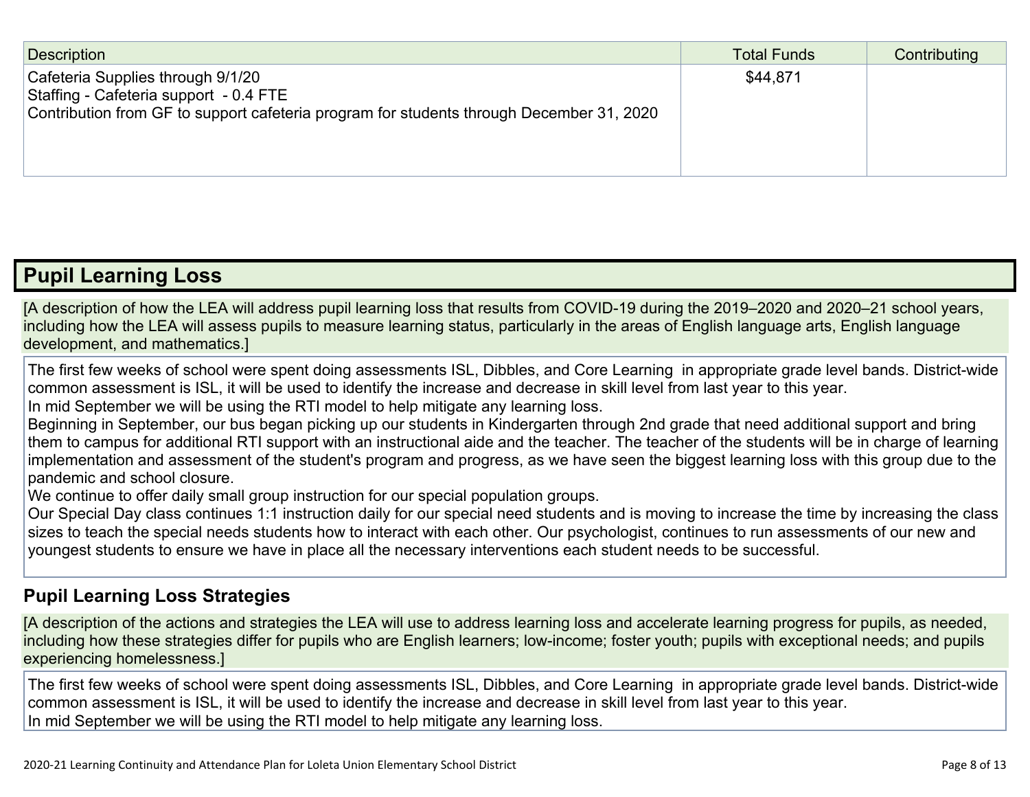| Description | Total Funds | Contributing |
|---|---|---|
| Cafeteria Supplies through 9/1/20<br>Staffing - Cafeteria support - 0.4 FTE<br>Contribution from GF to support cafeteria program for students through December 31, 2020 | $44,871 | |

## Pupil Learning Loss

[A description of how the LEA will address pupil learning loss that results from COVID-19 during the 2019–2020 and 2020–21 school years, including how the LEA will assess pupils to measure learning status, particularly in the areas of English language arts, English language development, and mathematics.]

The first few weeks of school were spent doing assessments ISL, Dibbles, and Core Learning in appropriate grade level bands. District-wide common assessment is ISL, it will be used to identify the increase and decrease in skill level from last year to this year.
In mid September we will be using the RTI model to help mitigate any learning loss.
Beginning in September, our bus began picking up our students in Kindergarten through 2nd grade that need additional support and bring them to campus for additional RTI support with an instructional aide and the teacher. The teacher of the students will be in charge of learning implementation and assessment of the student's program and progress, as we have seen the biggest learning loss with this group due to the pandemic and school closure.
We continue to offer daily small group instruction for our special population groups.
Our Special Day class continues 1:1 instruction daily for our special need students and is moving to increase the time by increasing the class sizes to teach the special needs students how to interact with each other. Our psychologist, continues to run assessments of our new and youngest students to ensure we have in place all the necessary interventions each student needs to be successful.

### Pupil Learning Loss Strategies

[A description of the actions and strategies the LEA will use to address learning loss and accelerate learning progress for pupils, as needed, including how these strategies differ for pupils who are English learners; low-income; foster youth; pupils with exceptional needs; and pupils experiencing homelessness.]

The first few weeks of school were spent doing assessments ISL, Dibbles, and Core Learning in appropriate grade level bands. District-wide common assessment is ISL, it will be used to identify the increase and decrease in skill level from last year to this year.
In mid September we will be using the RTI model to help mitigate any learning loss.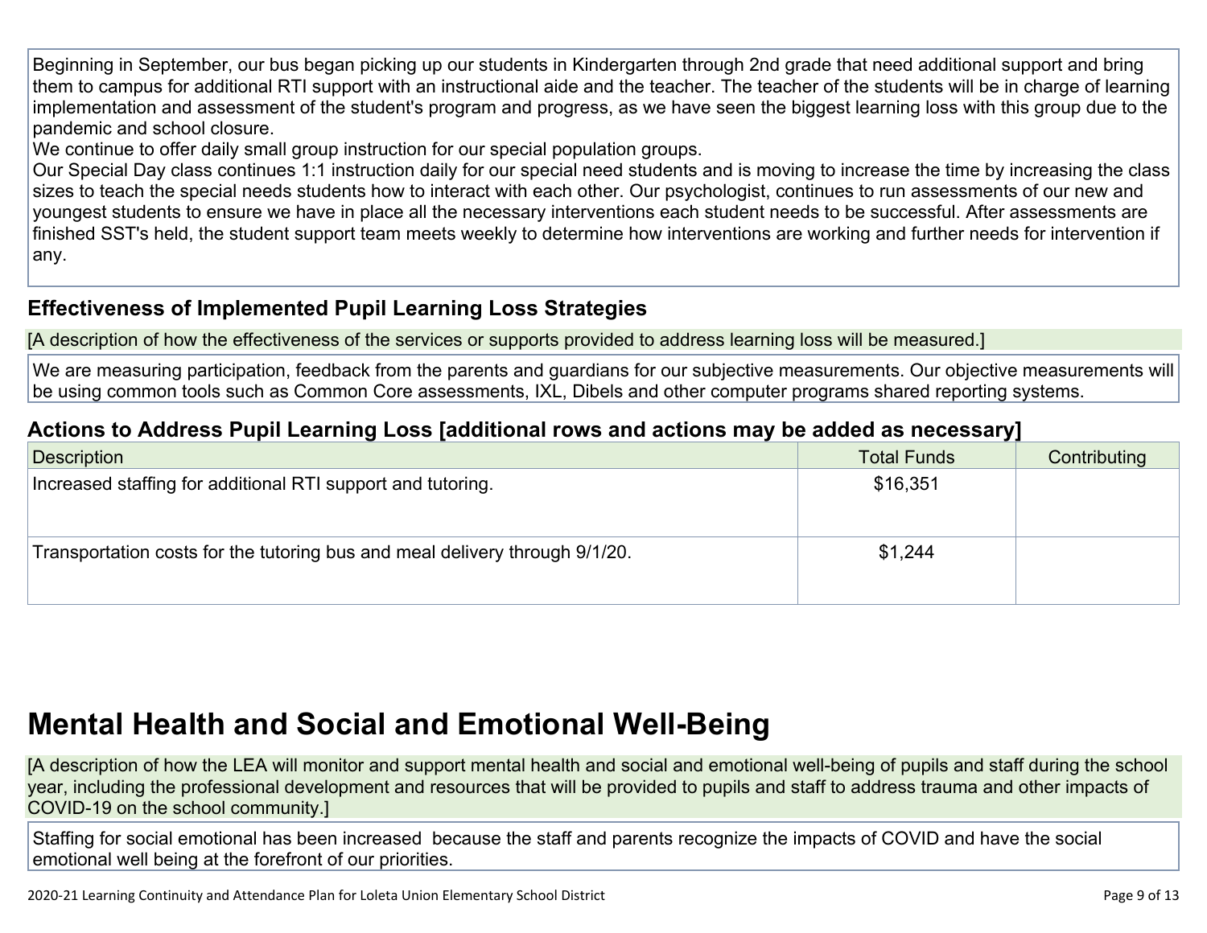Beginning in September, our bus began picking up our students in Kindergarten through 2nd grade that need additional support and bring them to campus for additional RTI support with an instructional aide and the teacher. The teacher of the students will be in charge of learning implementation and assessment of the student's program and progress, as we have seen the biggest learning loss with this group due to the pandemic and school closure.
We continue to offer daily small group instruction for our special population groups.
Our Special Day class continues 1:1 instruction daily for our special need students and is moving to increase the time by increasing the class sizes to teach the special needs students how to interact with each other. Our psychologist, continues to run assessments of our new and youngest students to ensure we have in place all the necessary interventions each student needs to be successful. After assessments are finished SST's held, the student support team meets weekly to determine how interventions are working and further needs for intervention if any.

### Effectiveness of Implemented Pupil Learning Loss Strategies

[A description of how the effectiveness of the services or supports provided to address learning loss will be measured.]

We are measuring participation, feedback from the parents and guardians for our subjective measurements. Our objective measurements will be using common tools such as Common Core assessments, IXL, Dibels and other computer programs shared reporting systems.

### Actions to Address Pupil Learning Loss [additional rows and actions may be added as necessary]

| Description | Total Funds | Contributing |
| --- | --- | --- |
| Increased staffing for additional RTI support and tutoring. | $16,351 | |
| Transportation costs for the tutoring bus and meal delivery through 9/1/20. | $1,244 | |

## Mental Health and Social and Emotional Well-Being

[A description of how the LEA will monitor and support mental health and social and emotional well-being of pupils and staff during the school year, including the professional development and resources that will be provided to pupils and staff to address trauma and other impacts of COVID-19 on the school community.]

Staffing for social emotional has been increased because the staff and parents recognize the impacts of COVID and have the social emotional well being at the forefront of our priorities.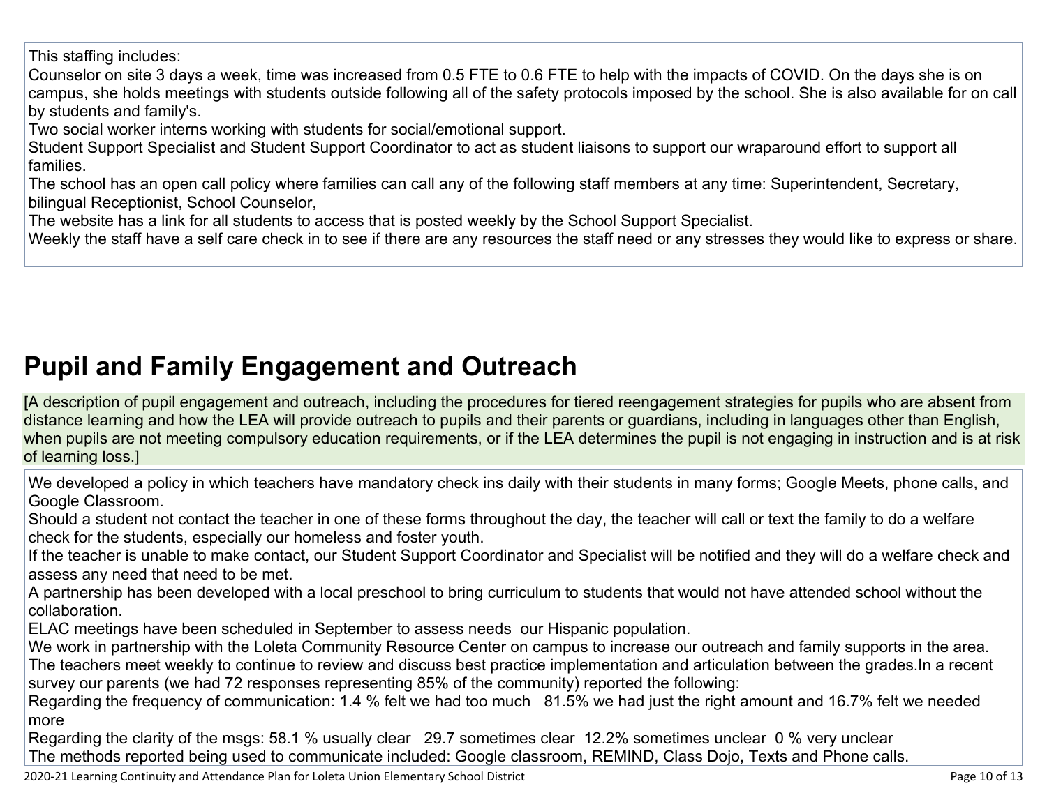This staffing includes:
Counselor on site 3 days a week, time was increased from 0.5 FTE to 0.6 FTE to help with the impacts of COVID. On the days she is on campus, she holds meetings with students outside following all of the safety protocols imposed by the school. She is also available for on call by students and family's.
Two social worker interns working with students for social/emotional support.
Student Support Specialist and Student Support Coordinator to act as student liaisons to support our wraparound effort to support all families.
The school has an open call policy where families can call any of the following staff members at any time: Superintendent, Secretary, bilingual Receptionist, School Counselor,
The website has a link for all students to access that is posted weekly by the School Support Specialist.
Weekly the staff have a self care check in to see if there are any resources the staff need or any stresses they would like to express or share.

## Pupil and Family Engagement and Outreach

[A description of pupil engagement and outreach, including the procedures for tiered reengagement strategies for pupils who are absent from distance learning and how the LEA will provide outreach to pupils and their parents or guardians, including in languages other than English, when pupils are not meeting compulsory education requirements, or if the LEA determines the pupil is not engaging in instruction and is at risk of learning loss.]

We developed a policy in which teachers have mandatory check ins daily with their students in many forms; Google Meets, phone calls, and Google Classroom.
Should a student not contact the teacher in one of these forms throughout the day, the teacher will call or text the family to do a welfare check for the students, especially our homeless and foster youth.
If the teacher is unable to make contact, our Student Support Coordinator and Specialist will be notified and they will do a welfare check and assess any need that need to be met.
A partnership has been developed with a local preschool to bring curriculum to students that would not have attended school without the collaboration.
ELAC meetings have been scheduled in September to assess needs our Hispanic population.
We work in partnership with the Loleta Community Resource Center on campus to increase our outreach and family supports in the area.
The teachers meet weekly to continue to review and discuss best practice implementation and articulation between the grades.In a recent survey our parents (we had 72 responses representing 85% of the community) reported the following:
Regarding the frequency of communication: 1.4 % felt we had too much 81.5% we had just the right amount and 16.7% felt we needed more
Regarding the clarity of the msgs: 58.1 % usually clear 29.7 sometimes clear 12.2% sometimes unclear 0 % very unclear
The methods reported being used to communicate included: Google classroom, REMIND, Class Dojo, Texts and Phone calls.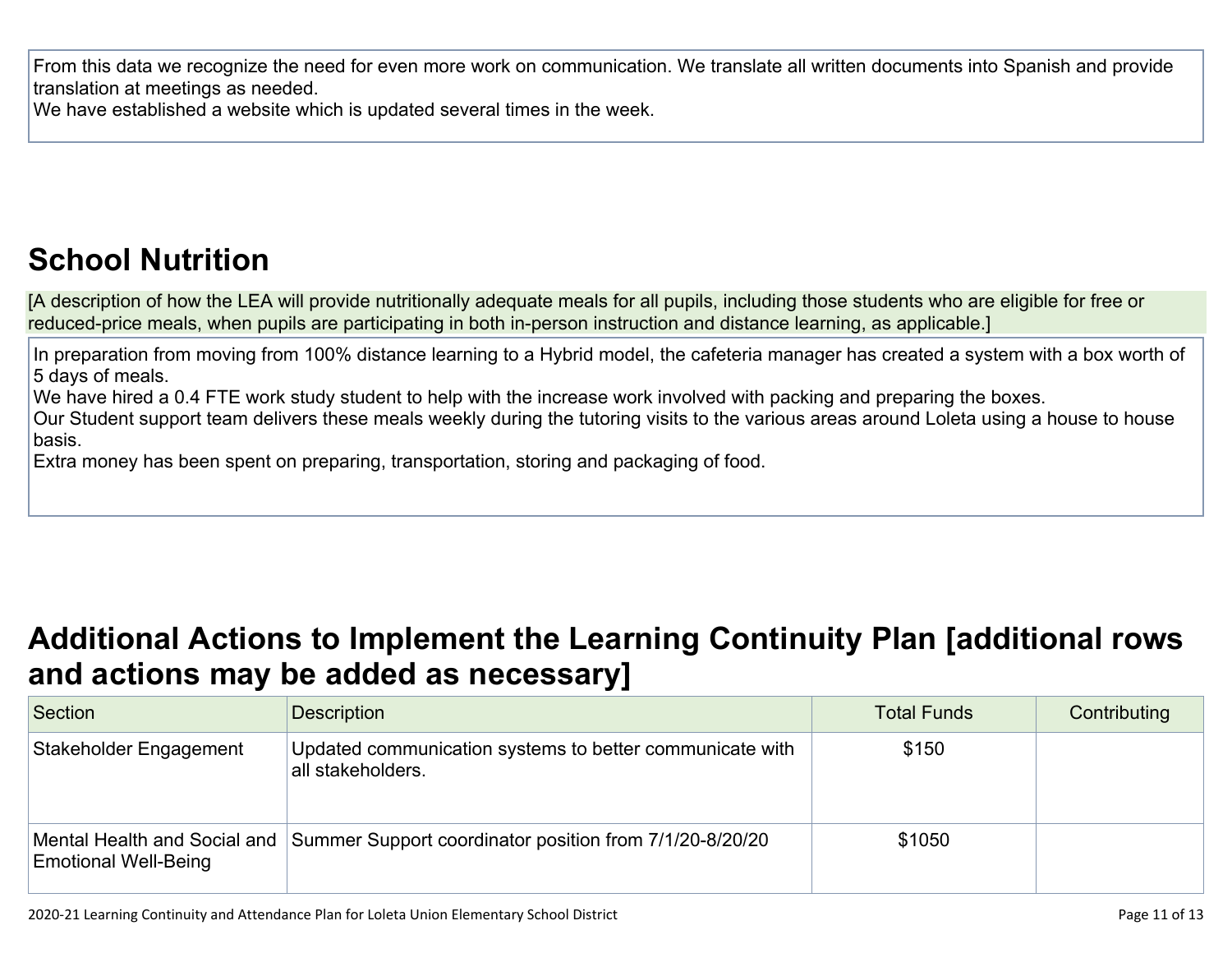From this data we recognize the need for even more work on communication. We translate all written documents into Spanish and provide translation at meetings as needed.
We have established a website which is updated several times in the week.

## School Nutrition

[A description of how the LEA will provide nutritionally adequate meals for all pupils, including those students who are eligible for free or reduced-price meals, when pupils are participating in both in-person instruction and distance learning, as applicable.]

In preparation from moving from 100% distance learning to a Hybrid model, the cafeteria manager has created a system with a box worth of 5 days of meals.
We have hired a 0.4 FTE work study student to help with the increase work involved with packing and preparing the boxes.
Our Student support team delivers these meals weekly during the tutoring visits to the various areas around Loleta using a house to house basis.
Extra money has been spent on preparing, transportation, storing and packaging of food.

## Additional Actions to Implement the Learning Continuity Plan [additional rows and actions may be added as necessary]

| Section | Description | Total Funds | Contributing |
|---|---|---|---|
| Stakeholder Engagement | Updated communication systems to better communicate with all stakeholders. | $150 | |
| Mental Health and Social and Emotional Well-Being | Summer Support coordinator position from 7/1/20-8/20/20 | $1050 | |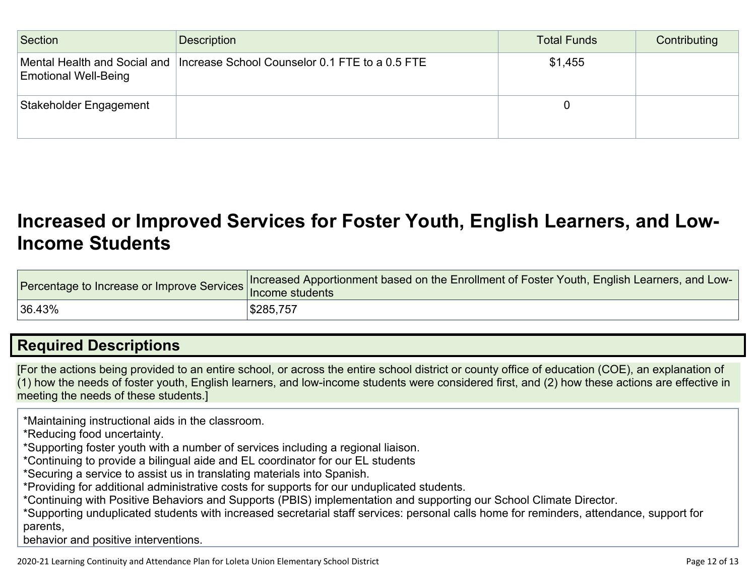| Section | Description | Total Funds | Contributing |
|---|---|---|---|
| Mental Health and Social and Emotional Well-Being | Increase School Counselor 0.1 FTE to a 0.5 FTE | $1,455 | |
| Stakeholder Engagement | | 0 | |

# Increased or Improved Services for Foster Youth, English Learners, and Low-Income Students

| Percentage to Increase or Improve Services | Increased Apportionment based on the Enrollment of Foster Youth, English Learners, and Low-Income students |
|---|---|
| 36.43% | $285,757 |

## Required Descriptions

[For the actions being provided to an entire school, or across the entire school district or county office of education (COE), an explanation of (1) how the needs of foster youth, English learners, and low-income students were considered first, and (2) how these actions are effective in meeting the needs of these students.]

*Maintaining instructional aids in the classroom.
*Reducing food uncertainty.
*Supporting foster youth with a number of services including a regional liaison.
*Continuing to provide a bilingual aide and EL coordinator for our EL students
*Securing a service to assist us in translating materials into Spanish.
*Providing for additional administrative costs for supports for our unduplicated students.
*Continuing with Positive Behaviors and Supports (PBIS) implementation and supporting our School Climate Director.
*Supporting unduplicated students with increased secretarial staff services: personal calls home for reminders, attendance, support for parents,
behavior and positive interventions.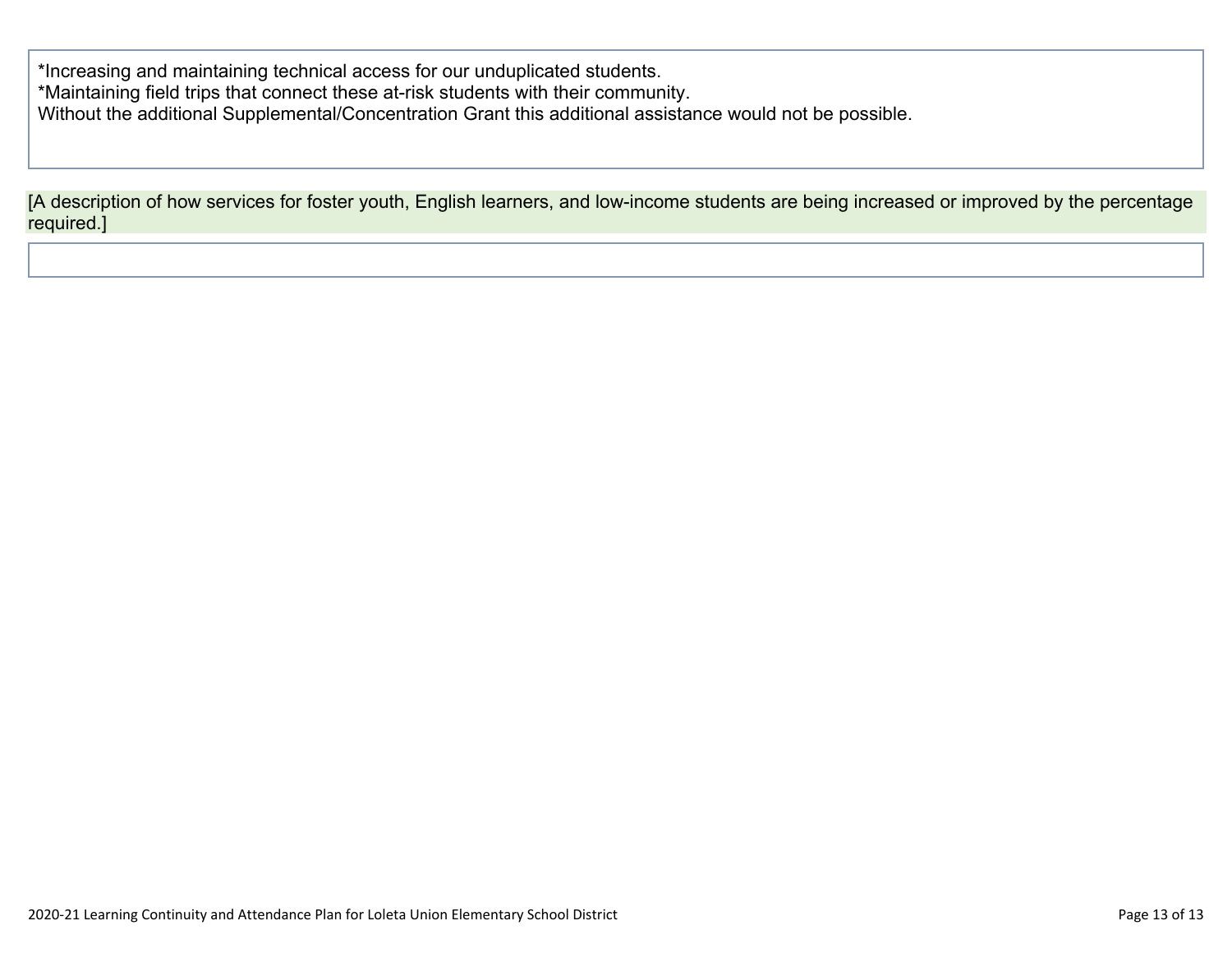*Increasing and maintaining technical access for our unduplicated students.
*Maintaining field trips that connect these at-risk students with their community.
Without the additional Supplemental/Concentration Grant this additional assistance would not be possible.

[A description of how services for foster youth, English learners, and low-income students are being increased or improved by the percentage required.]